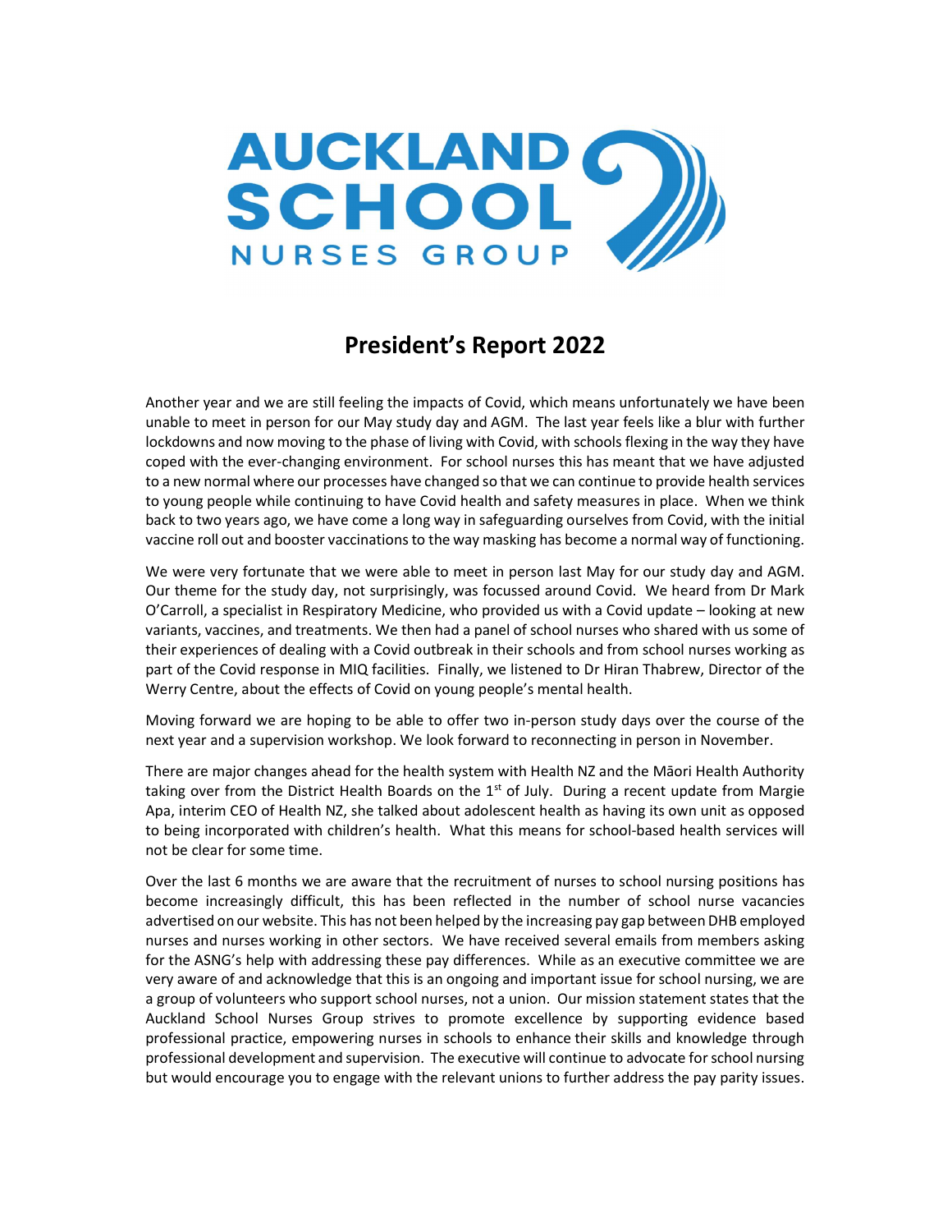AUCKLAND SCHOOL NURSES GROUP

# President's Report 2022

Another year and we are still feeling the impacts of Covid, which means unfortunately we have been unable to meet in person for our May study day and AGM. The last year feels like a blur with further lockdowns and now moving to the phase of living with Covid, with schools flexing in the way they have coped with the ever-changing environment. For school nurses this has meant that we have adjusted to a new normal where our processes have changed so that we can continue to provide health services to young people while continuing to have Covid health and safety measures in place. When we think back to two years ago, we have come a long way in safeguarding ourselves from Covid, with the initial vaccine roll out and booster vaccinations to the way masking has become a normal way of functioning.

We were very fortunate that we were able to meet in person last May for our study day and AGM. Our theme for the study day, not surprisingly, was focussed around Covid. We heard from Dr Mark O'Carroll, a specialist in Respiratory Medicine, who provided us with a Covid update – looking at new variants, vaccines, and treatments. We then had a panel of school nurses who shared with us some of their experiences of dealing with a Covid outbreak in their schools and from school nurses working as part of the Covid response in MIQ facilities. Finally, we listened to Dr Hiran Thabrew, Director of the Werry Centre, about the effects of Covid on young people's mental health.

Moving forward we are hoping to be able to offer two in-person study days over the course of the next year and a supervision workshop. We look forward to reconnecting in person in November.

There are major changes ahead for the health system with Health NZ and the Māori Health Authority taking over from the District Health Boards on the 1st of July. During a recent update from Margie Apa, interim CEO of Health NZ, she talked about adolescent health as having its own unit as opposed to being incorporated with children's health. What this means for school-based health services will not be clear for some time.

Over the last 6 months we are aware that the recruitment of nurses to school nursing positions has become increasingly difficult, this has been reflected in the number of school nurse vacancies advertised on our website. This has not been helped by the increasing pay gap between DHB employed nurses and nurses working in other sectors. We have received several emails from members asking for the ASNG's help with addressing these pay differences. While as an executive committee we are very aware of and acknowledge that this is an ongoing and important issue for school nursing, we are a group of volunteers who support school nurses, not a union. Our mission statement states that the Auckland School Nurses Group strives to promote excellence by supporting evidence based professional practice, empowering nurses in schools to enhance their skills and knowledge through professional development and supervision. The executive will continue to advocate for school nursing but would encourage you to engage with the relevant unions to further address the pay parity issues.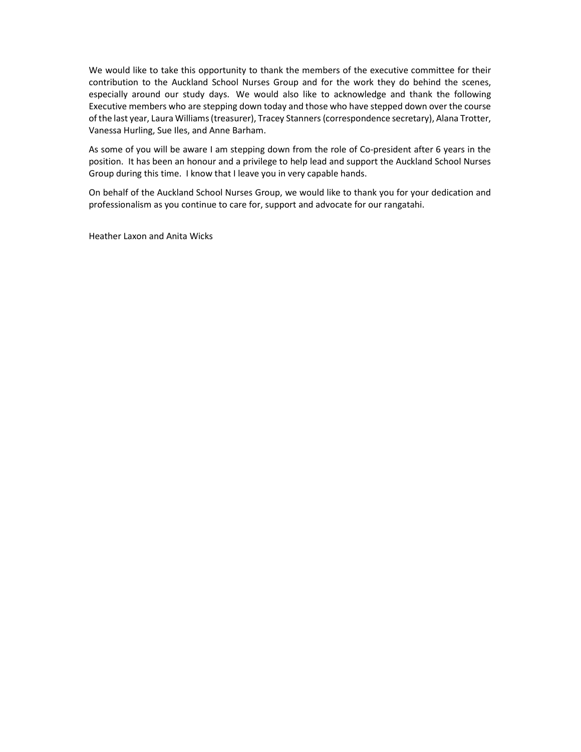We would like to take this opportunity to thank the members of the executive committee for their contribution to the Auckland School Nurses Group and for the work they do behind the scenes, especially around our study days. We would also like to acknowledge and thank the following Executive members who are stepping down today and those who have stepped down over the course of the last year, Laura Williams (treasurer), Tracey Stanners (correspondence secretary), Alana Trotter, Vanessa Hurling, Sue Iles, and Anne Barham.

As some of you will be aware I am stepping down from the role of Co-president after 6 years in the position. It has been an honour and a privilege to help lead and support the Auckland School Nurses Group during this time. I know that I leave you in very capable hands.

On behalf of the Auckland School Nurses Group, we would like to thank you for your dedication and professionalism as you continue to care for, support and advocate for our rangatahi.

Heather Laxon and Anita Wicks